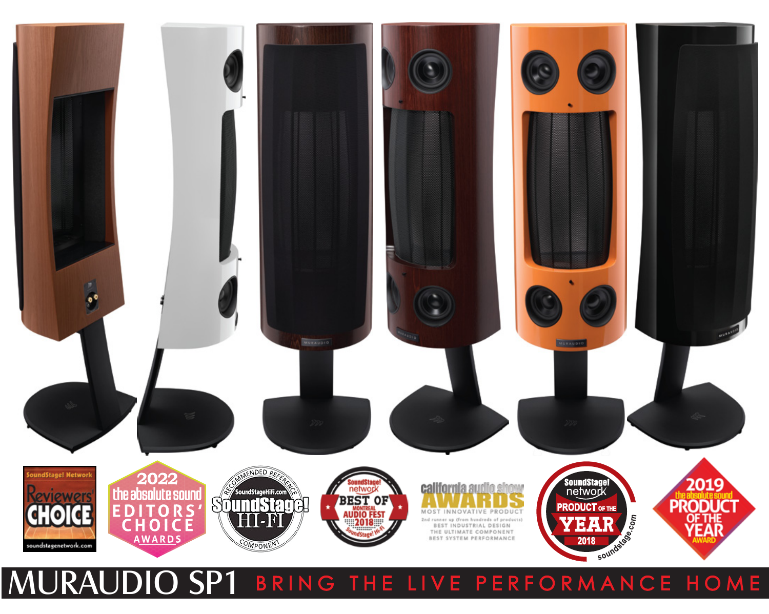SoundStage! Network Reviewers' CHOICE soundstagenetwork.com

2022 the absolute sound EDITORS' CHOICE AWARDS

RECOMMENDED REFERENCE COMPONENT SoundStageHiFi.com SoundStage! HI-FI

SoundStage! network BEST OF MONTREAL AUDIO FEST 2018 SoundStage! Hi-Fi

california audio show AWARDS
MOST INNOVATIVE PRODUCT
2nd runner up (from hundreds of products)
BEST INDUSTRIAL DESIGN
THE ULTIMATE COMPONENT
BEST SYSTEM PERFORMANCE

SoundStage! network PRODUCT OF THE YEAR 2018 soundstage.com

2019 the absolute sound PRODUCT OF THE YEAR AWARD

# MURAUDIO SP1 BRING THE LIVE PERFORMANCE HOME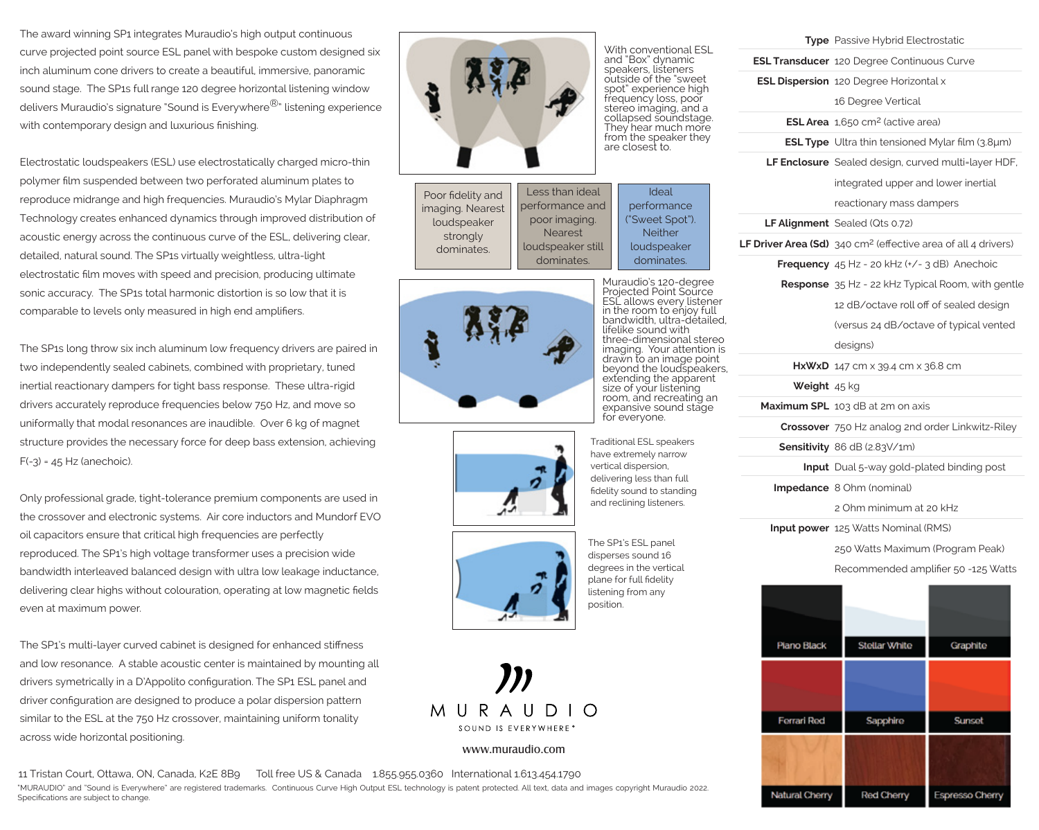The award winning SP1 integrates Muraudio's high output continuous curve projected point source ESL panel with bespoke custom designed six inch aluminum cone drivers to create a beautiful, immersive, panoramic sound stage. The SP1s full range 120 degree horizontal listening window delivers Muraudio's signature "Sound is Everywhere®" listening experience with contemporary design and luxurious finishing.

Electrostatic loudspeakers (ESL) use electrostatically charged micro-thin polymer film suspended between two perforated aluminum plates to reproduce midrange and high frequencies. Muraudio's Mylar Diaphragm Technology creates enhanced dynamics through improved distribution of acoustic energy across the continuous curve of the ESL, delivering clear, detailed, natural sound. The SP1s virtually weightless, ultra-light electrostatic film moves with speed and precision, producing ultimate sonic accuracy. The SP1s total harmonic distortion is so low that it is comparable to levels only measured in high end amplifiers.

The SP1s long throw six inch aluminum low frequency drivers are paired in two independently sealed cabinets, combined with proprietary, tuned inertial reactionary dampers for tight bass response. These ultra-rigid drivers accurately reproduce frequencies below 750 Hz, and move so uniformly that modal resonances are inaudible. Over 6 kg of magnet structure provides the necessary force for deep bass extension, achieving F(-3) = 45 Hz (anechoic).

Only professional grade, tight-tolerance premium components are used in the crossover and electronic systems. Air core inductors and Mundorf EVO oil capacitors ensure that critical high frequencies are perfectly reproduced. The SP1's high voltage transformer uses a precision wide bandwidth interleaved balanced design with ultra low leakage inductance, delivering clear highs without colouration, operating at low magnetic fields even at maximum power.

The SP1's multi-layer curved cabinet is designed for enhanced stiffness and low resonance. A stable acoustic center is maintained by mounting all drivers symmetrically in a D'Appolito configuration. The SP1 ESL panel and driver configuration are designed to produce a polar dispersion pattern similar to the ESL at the 750 Hz crossover, maintaining uniform tonality across wide horizontal positioning.

With conventional ESL and "Box" dynamic speakers, listeners outside of the "sweet spot" experience high frequency loss, poor stereo imaging, and a collapsed soundstage. They hear much more from the speaker they are closest to.

Poor fidelity and imaging. Nearest loudspeaker strongly dominates.

Less than ideal performance and poor imaging. Nearest loudspeaker still dominates.

Ideal performance ("Sweet Spot"). Neither loudspeaker dominates.

Muraudio's 120-degree Projected Point Source ESL allows every listener in the room to enjoy full bandwidth, ultra-detailed, lifelike sound with three-dimensional stereo imaging. Your attention is drawn to an image point beyond the loudspeakers, extending the apparent size of your listening room, and recreating an expansive sound stage for everyone.

Traditional ESL speakers have extremely narrow vertical dispersion, delivering less than full fidelity sound to standing and reclining listeners.

The SP1's ESL panel disperses sound 16 degrees in the vertical plane for full fidelity listening from any position.

| | |
|---|---|
| **Type** | Passive Hybrid Electrostatic |
| **ESL Transducer** | 120 Degree Continuous Curve |
| **ESL Dispersion** | 120 Degree Horizontal x 16 Degree Vertical |
| **ESL Area** | 1,650 $cm^2$ (active area) |
| **ESL Type** | Ultra thin tensioned Mylar film (3.8µm) |
| **LF Enclosure** | Sealed design, curved multi-layer HDF, integrated upper and lower inertial reactionary mass dampers |
| **LF Alignment** | Sealed (Qts 0.72) |
| **LF Driver Area (Sd)** | 340 $cm^2$ (effective area of all 4 drivers) |
| **Frequency Response** | 45 Hz - 20 kHz (+/- 3 dB) Anechoic<br>35 Hz - 22 kHz Typical Room, with gentle 12 dB/octave roll off of sealed design (versus 24 dB/octave of typical vented designs) |
| **HxWxD** | 147 cm x 39.4 cm x 36.8 cm |
| **Weight** | 45 kg |
| **Maximum SPL** | 103 dB at 2m on axis |
| **Crossover** | 750 Hz analog 2nd order Linkwitz-Riley |
| **Sensitivity** | 86 dB (2.83V/1m) |
| **Input** | Dual 5-way gold-plated binding post |
| **Impedance** | 8 Ohm (nominal)<br>2 Ohm minimum at 20 kHz |
| **Input power** | 125 Watts Nominal (RMS)<br>250 Watts Maximum (Program Peak)<br>Recommended amplifier 50 -125 Watts |

Piano Black | Stellar White | Graphite
Ferrari Red | Sapphire | Sunset
Natural Cherry | Red Cherry | Espresso Cherry

MURAUDIO
SOUND IS EVERYWHERE®

www.muraudio.com

11 Tristan Court, Ottawa, ON, Canada, K2E 8B9 Toll free US & Canada 1.855.955.0360 International 1.613.454.1790

"MURAUDIO" and "Sound is Everywhere" are registered trademarks. Continuous Curve High Output ESL technology is patent protected. All text, data and images copyright Muraudio 2022. Specifications are subject to change.